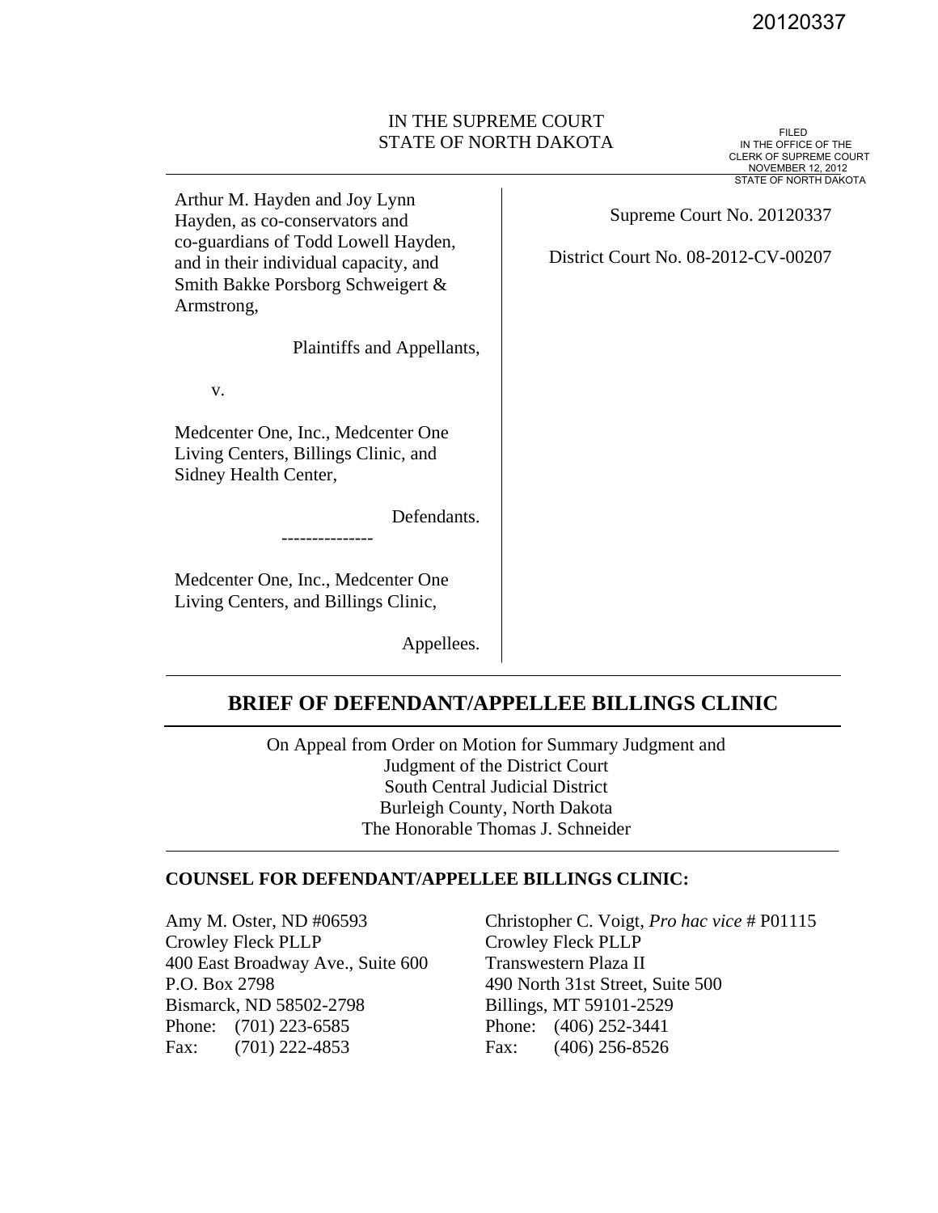20120337

IN THE SUPREME COURT
STATE OF NORTH DAKOTA

FILED
IN THE OFFICE OF THE
CLERK OF SUPREME COURT
NOVEMBER 12, 2012
STATE OF NORTH DAKOTA

Arthur M. Hayden and Joy Lynn Hayden, as co-conservators and co-guardians of Todd Lowell Hayden, and in their individual capacity, and Smith Bakke Porsborg Schweigert & Armstrong,

Plaintiffs and Appellants,

v.

Medcenter One, Inc., Medcenter One Living Centers, Billings Clinic, and Sidney Health Center,

Defendants.

---------------

Medcenter One, Inc., Medcenter One Living Centers, and Billings Clinic,

Appellees.

Supreme Court No. 20120337

District Court No. 08-2012-CV-00207

# BRIEF OF DEFENDANT/APPELLEE BILLINGS CLINIC

On Appeal from Order on Motion for Summary Judgment and
Judgment of the District Court
South Central Judicial District
Burleigh County, North Dakota
The Honorable Thomas J. Schneider

**COUNSEL FOR DEFENDANT/APPELLEE BILLINGS CLINIC:**

Amy M. Oster, ND #06593
Crowley Fleck PLLP
400 East Broadway Ave., Suite 600
P.O. Box 2798
Bismarck, ND 58502-2798
Phone: (701) 223-6585
Fax: (701) 222-4853

Christopher C. Voigt, *Pro hac vice* # P01115
Crowley Fleck PLLP
Transwestern Plaza II
490 North 31st Street, Suite 500
Billings, MT 59101-2529
Phone: (406) 252-3441
Fax: (406) 256-8526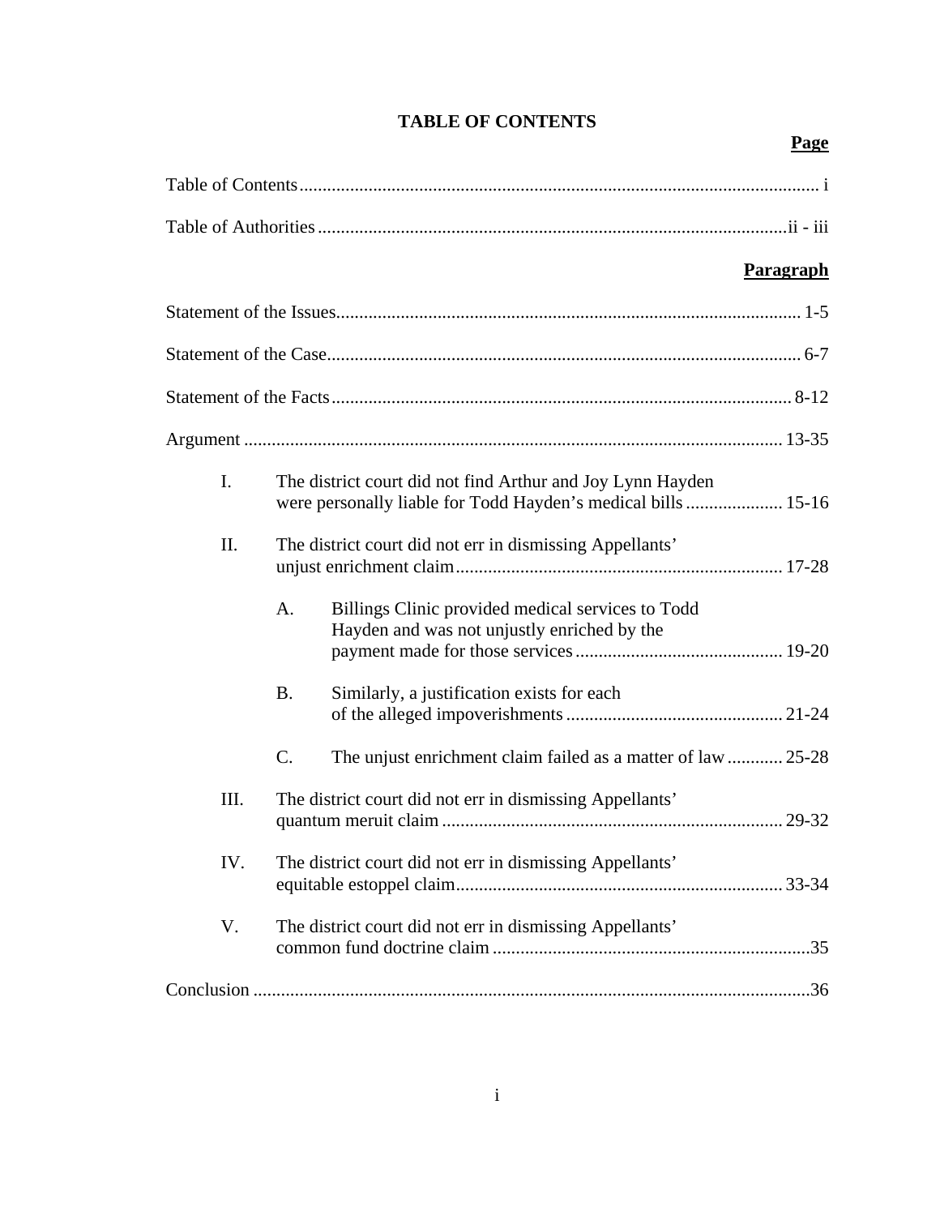# TABLE OF CONTENTS

| | Page |
|---|---|
| Table of Contents | i |
| Table of Authorities | ii - iii |

| | Paragraph |
|---|---|
| Statement of the Issues | 1-5 |
| Statement of the Case | 6-7 |
| Statement of the Facts | 8-12 |
| Argument | 13-35 |
| I. The district court did not find Arthur and Joy Lynn Hayden were personally liable for Todd Hayden's medical bills | 15-16 |
| II. The district court did not err in dismissing Appellants' unjust enrichment claim | 17-28 |
| A. Billings Clinic provided medical services to Todd Hayden and was not unjustly enriched by the payment made for those services | 19-20 |
| B. Similarly, a justification exists for each of the alleged impoverishments | 21-24 |
| C. The unjust enrichment claim failed as a matter of law | 25-28 |
| III. The district court did not err in dismissing Appellants' quantum meruit claim | 29-32 |
| IV. The district court did not err in dismissing Appellants' equitable estoppel claim | 33-34 |
| V. The district court did not err in dismissing Appellants' common fund doctrine claim | 35 |
| Conclusion | 36 |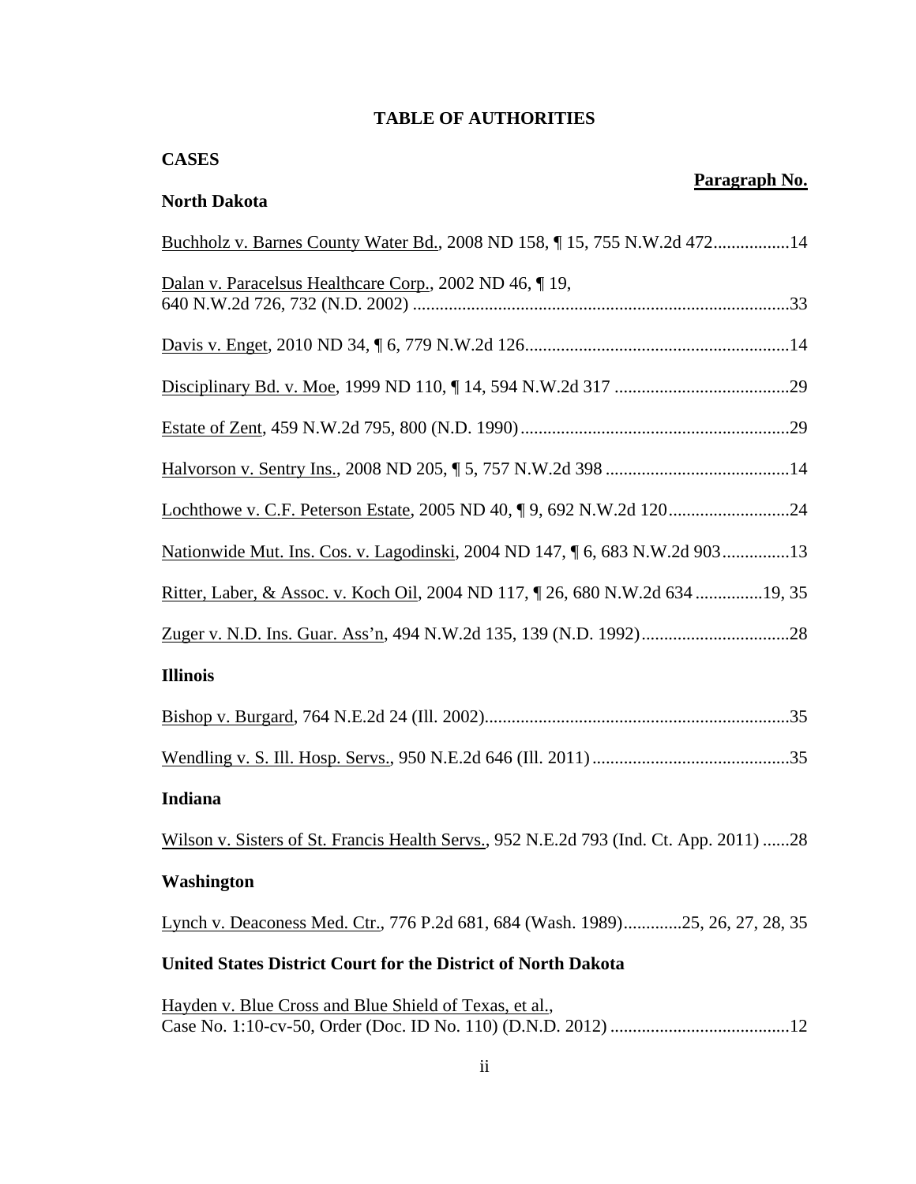# TABLE OF AUTHORITIES

## CASES

**Paragraph No.**

### North Dakota

Buchholz v. Barnes County Water Bd., 2008 ND 158, ¶ 15, 755 N.W.2d 472.................14

Dalan v. Paracelsus Healthcare Corp., 2002 ND 46, ¶ 19, 640 N.W.2d 726, 732 (N.D. 2002) ....................................................................................33

Davis v. Enget, 2010 ND 34, ¶ 6, 779 N.W.2d 126...........................................................14

Disciplinary Bd. v. Moe, 1999 ND 110, ¶ 14, 594 N.W.2d 317 .......................................29

Estate of Zent, 459 N.W.2d 795, 800 (N.D. 1990)............................................................29

Halvorson v. Sentry Ins., 2008 ND 205, ¶ 5, 757 N.W.2d 398 .........................................14

Lochthowe v. C.F. Peterson Estate, 2005 ND 40, ¶ 9, 692 N.W.2d 120...........................24

Nationwide Mut. Ins. Cos. v. Lagodinski, 2004 ND 147, ¶ 6, 683 N.W.2d 903...............13

Ritter, Laber, & Assoc. v. Koch Oil, 2004 ND 117, ¶ 26, 680 N.W.2d 634 ...............19, 35

Zuger v. N.D. Ins. Guar. Ass'n, 494 N.W.2d 135, 139 (N.D. 1992).................................28

### Illinois

Bishop v. Burgard, 764 N.E.2d 24 (Ill. 2002)....................................................................35

Wendling v. S. Ill. Hosp. Servs., 950 N.E.2d 646 (Ill. 2011) ............................................35

### Indiana

Wilson v. Sisters of St. Francis Health Servs., 952 N.E.2d 793 (Ind. Ct. App. 2011) ......28

### Washington

Lynch v. Deaconess Med. Ctr., 776 P.2d 681, 684 (Wash. 1989).............25, 26, 27, 28, 35

### United States District Court for the District of North Dakota

Hayden v. Blue Cross and Blue Shield of Texas, et al., Case No. 1:10-cv-50, Order (Doc. ID No. 110) (D.N.D. 2012) ........................................12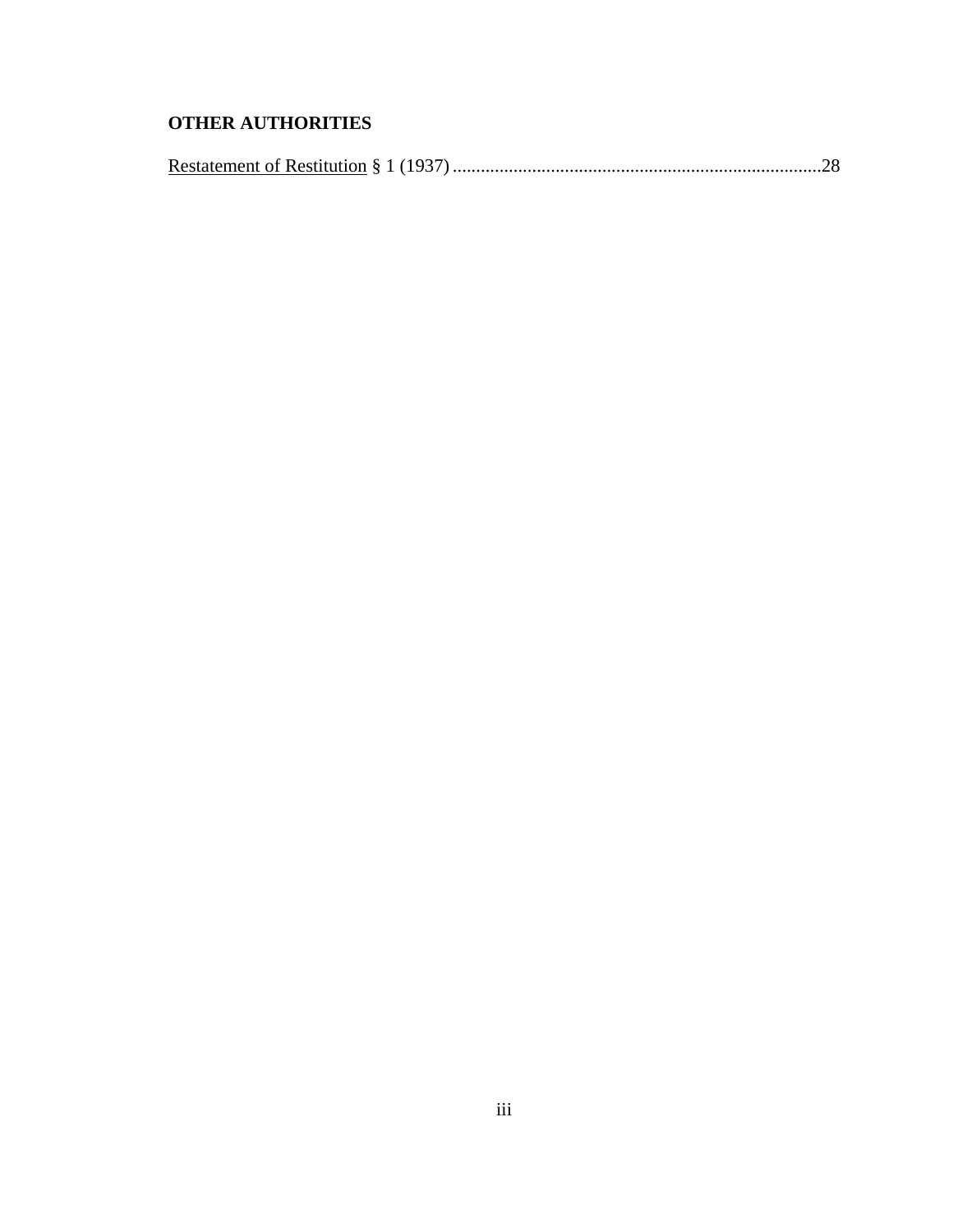**OTHER AUTHORITIES**

Restatement of Restitution § 1 (1937) ..............................................................................28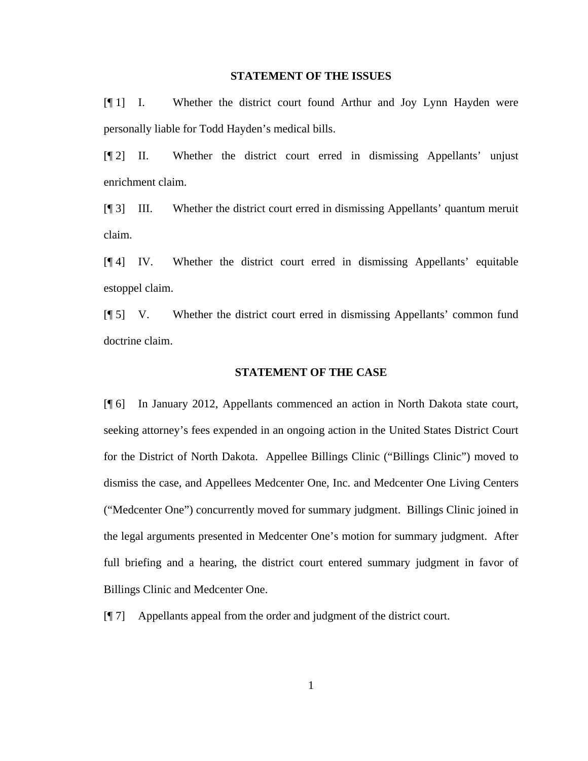## STATEMENT OF THE ISSUES

[¶ 1] I. Whether the district court found Arthur and Joy Lynn Hayden were personally liable for Todd Hayden's medical bills.

[¶ 2] II. Whether the district court erred in dismissing Appellants' unjust enrichment claim.

[¶ 3] III. Whether the district court erred in dismissing Appellants' quantum meruit claim.

[¶ 4] IV. Whether the district court erred in dismissing Appellants' equitable estoppel claim.

[¶ 5] V. Whether the district court erred in dismissing Appellants' common fund doctrine claim.

## STATEMENT OF THE CASE

[¶ 6] In January 2012, Appellants commenced an action in North Dakota state court, seeking attorney's fees expended in an ongoing action in the United States District Court for the District of North Dakota. Appellee Billings Clinic ("Billings Clinic") moved to dismiss the case, and Appellees Medcenter One, Inc. and Medcenter One Living Centers ("Medcenter One") concurrently moved for summary judgment. Billings Clinic joined in the legal arguments presented in Medcenter One's motion for summary judgment. After full briefing and a hearing, the district court entered summary judgment in favor of Billings Clinic and Medcenter One.

[¶ 7] Appellants appeal from the order and judgment of the district court.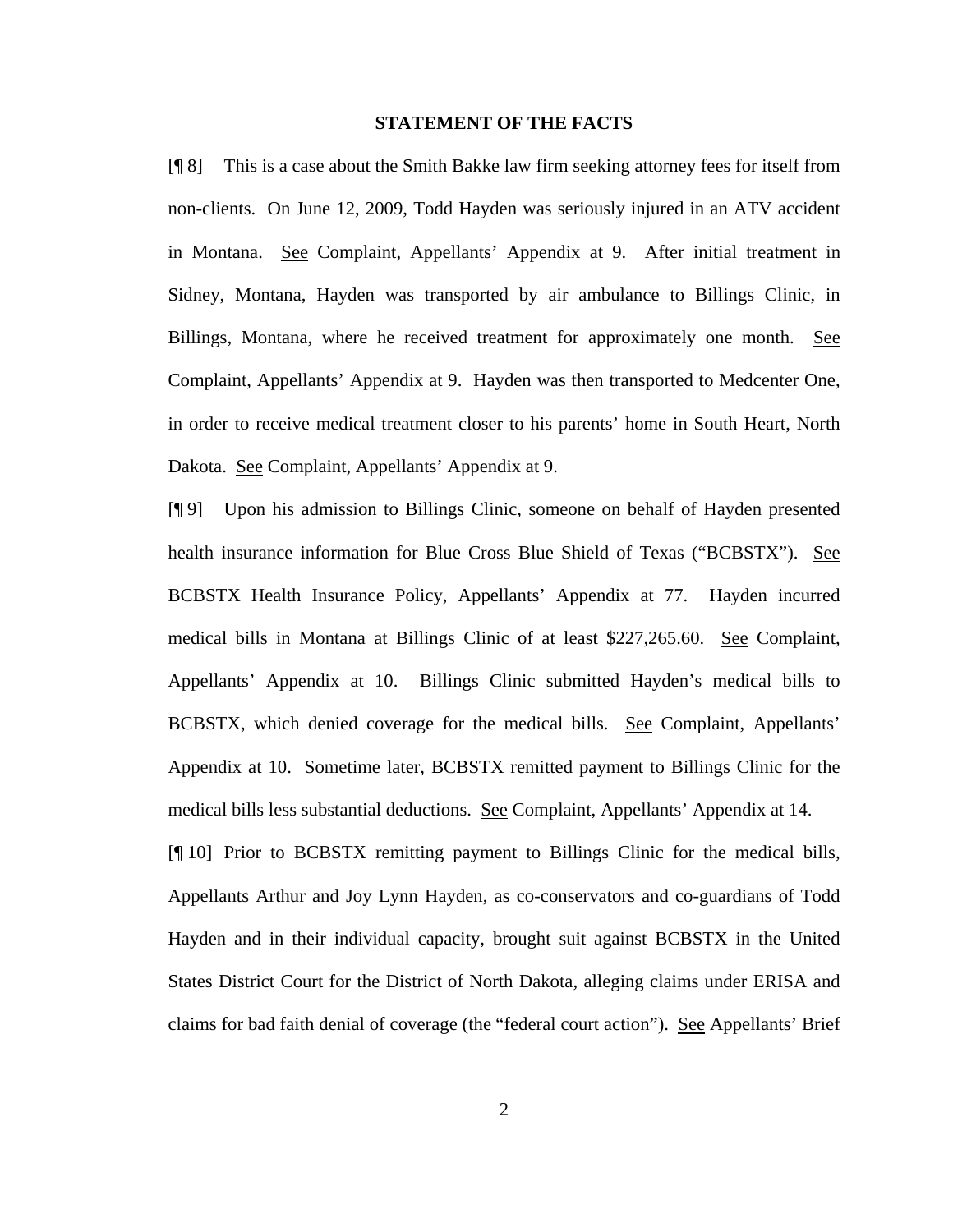## STATEMENT OF THE FACTS

[¶ 8] This is a case about the Smith Bakke law firm seeking attorney fees for itself from non-clients. On June 12, 2009, Todd Hayden was seriously injured in an ATV accident in Montana. See Complaint, Appellants' Appendix at 9. After initial treatment in Sidney, Montana, Hayden was transported by air ambulance to Billings Clinic, in Billings, Montana, where he received treatment for approximately one month. See Complaint, Appellants' Appendix at 9. Hayden was then transported to Medcenter One, in order to receive medical treatment closer to his parents' home in South Heart, North Dakota. See Complaint, Appellants' Appendix at 9.

[¶ 9] Upon his admission to Billings Clinic, someone on behalf of Hayden presented health insurance information for Blue Cross Blue Shield of Texas ("BCBSTX"). See BCBSTX Health Insurance Policy, Appellants' Appendix at 77. Hayden incurred medical bills in Montana at Billings Clinic of at least $227,265.60. See Complaint, Appellants' Appendix at 10. Billings Clinic submitted Hayden's medical bills to BCBSTX, which denied coverage for the medical bills. See Complaint, Appellants' Appendix at 10. Sometime later, BCBSTX remitted payment to Billings Clinic for the medical bills less substantial deductions. See Complaint, Appellants' Appendix at 14.

[¶ 10] Prior to BCBSTX remitting payment to Billings Clinic for the medical bills, Appellants Arthur and Joy Lynn Hayden, as co-conservators and co-guardians of Todd Hayden and in their individual capacity, brought suit against BCBSTX in the United States District Court for the District of North Dakota, alleging claims under ERISA and claims for bad faith denial of coverage (the "federal court action"). See Appellants' Brief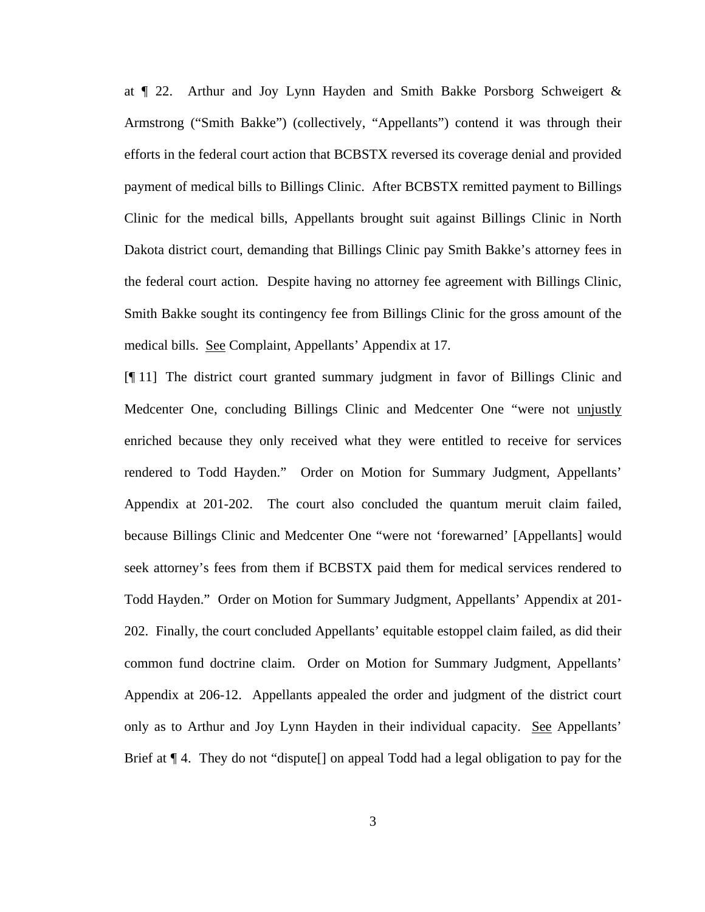at ¶ 22. Arthur and Joy Lynn Hayden and Smith Bakke Porsborg Schweigert & Armstrong ("Smith Bakke") (collectively, "Appellants") contend it was through their efforts in the federal court action that BCBSTX reversed its coverage denial and provided payment of medical bills to Billings Clinic. After BCBSTX remitted payment to Billings Clinic for the medical bills, Appellants brought suit against Billings Clinic in North Dakota district court, demanding that Billings Clinic pay Smith Bakke's attorney fees in the federal court action. Despite having no attorney fee agreement with Billings Clinic, Smith Bakke sought its contingency fee from Billings Clinic for the gross amount of the medical bills. See Complaint, Appellants' Appendix at 17.

[¶ 11] The district court granted summary judgment in favor of Billings Clinic and Medcenter One, concluding Billings Clinic and Medcenter One "were not unjustly enriched because they only received what they were entitled to receive for services rendered to Todd Hayden." Order on Motion for Summary Judgment, Appellants' Appendix at 201-202. The court also concluded the quantum meruit claim failed, because Billings Clinic and Medcenter One "were not 'forewarned' [Appellants] would seek attorney's fees from them if BCBSTX paid them for medical services rendered to Todd Hayden." Order on Motion for Summary Judgment, Appellants' Appendix at 201-202. Finally, the court concluded Appellants' equitable estoppel claim failed, as did their common fund doctrine claim. Order on Motion for Summary Judgment, Appellants' Appendix at 206-12. Appellants appealed the order and judgment of the district court only as to Arthur and Joy Lynn Hayden in their individual capacity. See Appellants' Brief at ¶ 4. They do not "dispute[] on appeal Todd had a legal obligation to pay for the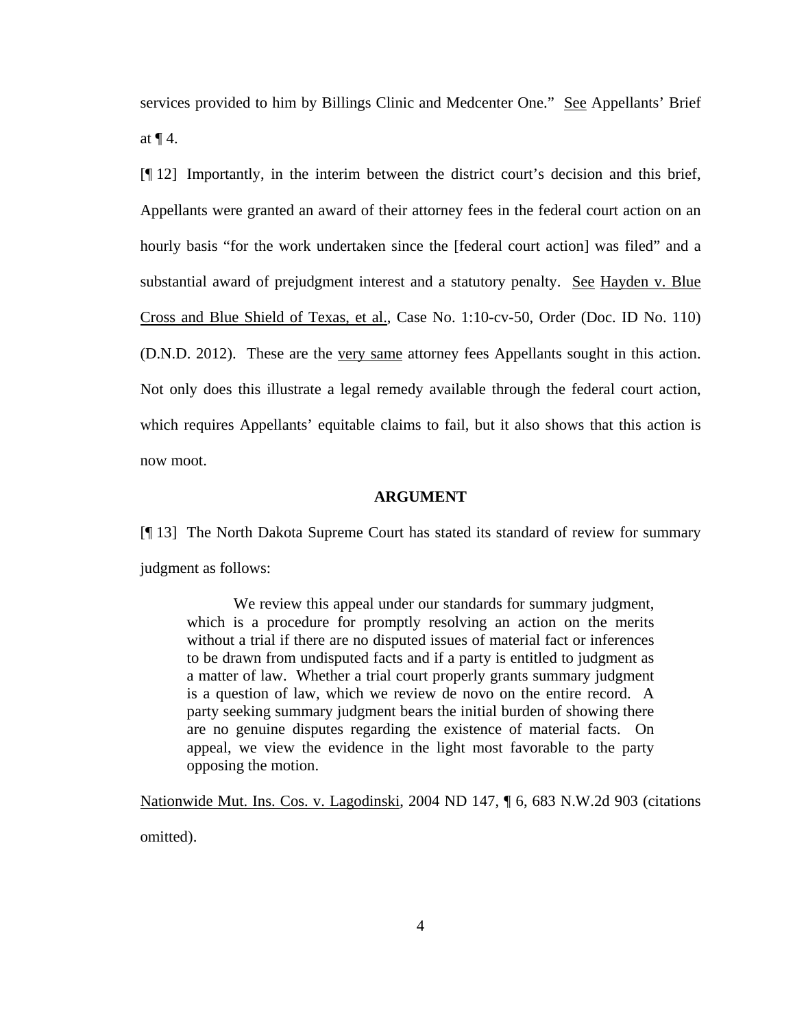services provided to him by Billings Clinic and Medcenter One." See Appellants' Brief at ¶ 4.

[¶ 12] Importantly, in the interim between the district court's decision and this brief, Appellants were granted an award of their attorney fees in the federal court action on an hourly basis "for the work undertaken since the [federal court action] was filed" and a substantial award of prejudgment interest and a statutory penalty. See Hayden v. Blue Cross and Blue Shield of Texas, et al., Case No. 1:10-cv-50, Order (Doc. ID No. 110) (D.N.D. 2012). These are the very same attorney fees Appellants sought in this action. Not only does this illustrate a legal remedy available through the federal court action, which requires Appellants' equitable claims to fail, but it also shows that this action is now moot.

## ARGUMENT

[¶ 13] The North Dakota Supreme Court has stated its standard of review for summary judgment as follows:

> We review this appeal under our standards for summary judgment, which is a procedure for promptly resolving an action on the merits without a trial if there are no disputed issues of material fact or inferences to be drawn from undisputed facts and if a party is entitled to judgment as a matter of law. Whether a trial court properly grants summary judgment is a question of law, which we review de novo on the entire record. A party seeking summary judgment bears the initial burden of showing there are no genuine disputes regarding the existence of material facts. On appeal, we view the evidence in the light most favorable to the party opposing the motion.

Nationwide Mut. Ins. Cos. v. Lagodinski, 2004 ND 147, ¶ 6, 683 N.W.2d 903 (citations omitted).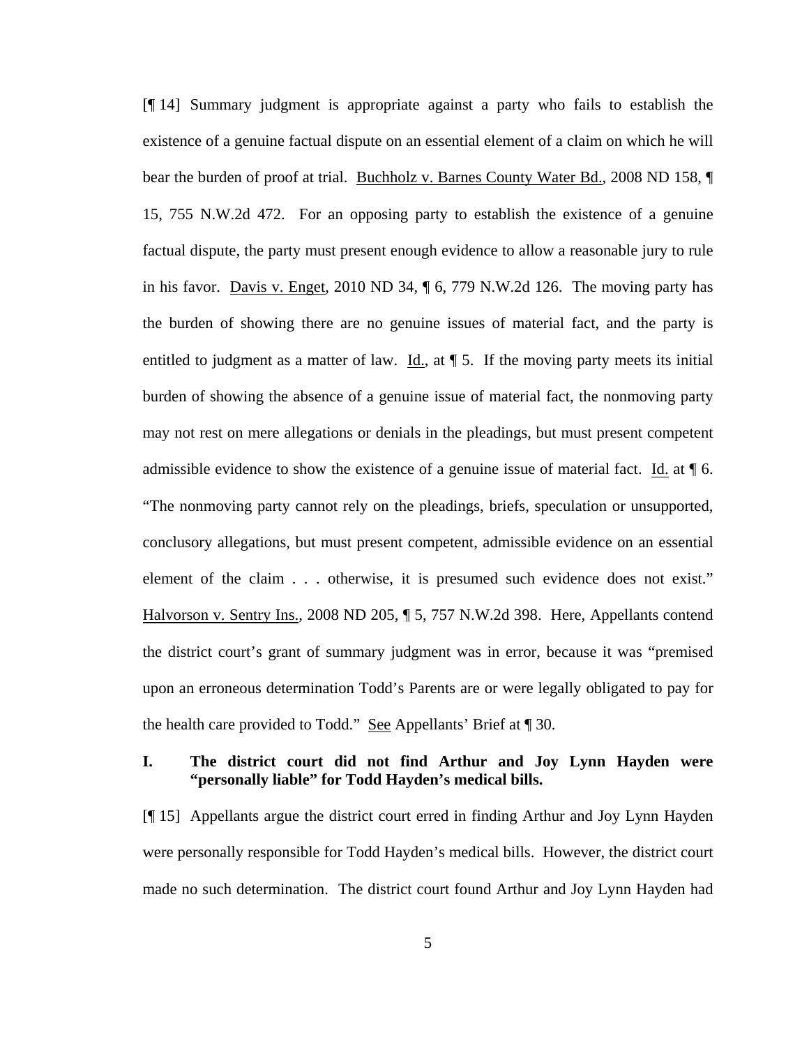[¶ 14] Summary judgment is appropriate against a party who fails to establish the existence of a genuine factual dispute on an essential element of a claim on which he will bear the burden of proof at trial. Buchholz v. Barnes County Water Bd., 2008 ND 158, ¶ 15, 755 N.W.2d 472. For an opposing party to establish the existence of a genuine factual dispute, the party must present enough evidence to allow a reasonable jury to rule in his favor. Davis v. Enget, 2010 ND 34, ¶ 6, 779 N.W.2d 126. The moving party has the burden of showing there are no genuine issues of material fact, and the party is entitled to judgment as a matter of law. Id., at ¶ 5. If the moving party meets its initial burden of showing the absence of a genuine issue of material fact, the nonmoving party may not rest on mere allegations or denials in the pleadings, but must present competent admissible evidence to show the existence of a genuine issue of material fact. Id. at ¶ 6. "The nonmoving party cannot rely on the pleadings, briefs, speculation or unsupported, conclusory allegations, but must present competent, admissible evidence on an essential element of the claim . . . otherwise, it is presumed such evidence does not exist." Halvorson v. Sentry Ins., 2008 ND 205, ¶ 5, 757 N.W.2d 398. Here, Appellants contend the district court's grant of summary judgment was in error, because it was "premised upon an erroneous determination Todd's Parents are or were legally obligated to pay for the health care provided to Todd." See Appellants' Brief at ¶ 30.

## I. The district court did not find Arthur and Joy Lynn Hayden were "personally liable" for Todd Hayden's medical bills.

[¶ 15] Appellants argue the district court erred in finding Arthur and Joy Lynn Hayden were personally responsible for Todd Hayden's medical bills. However, the district court made no such determination. The district court found Arthur and Joy Lynn Hayden had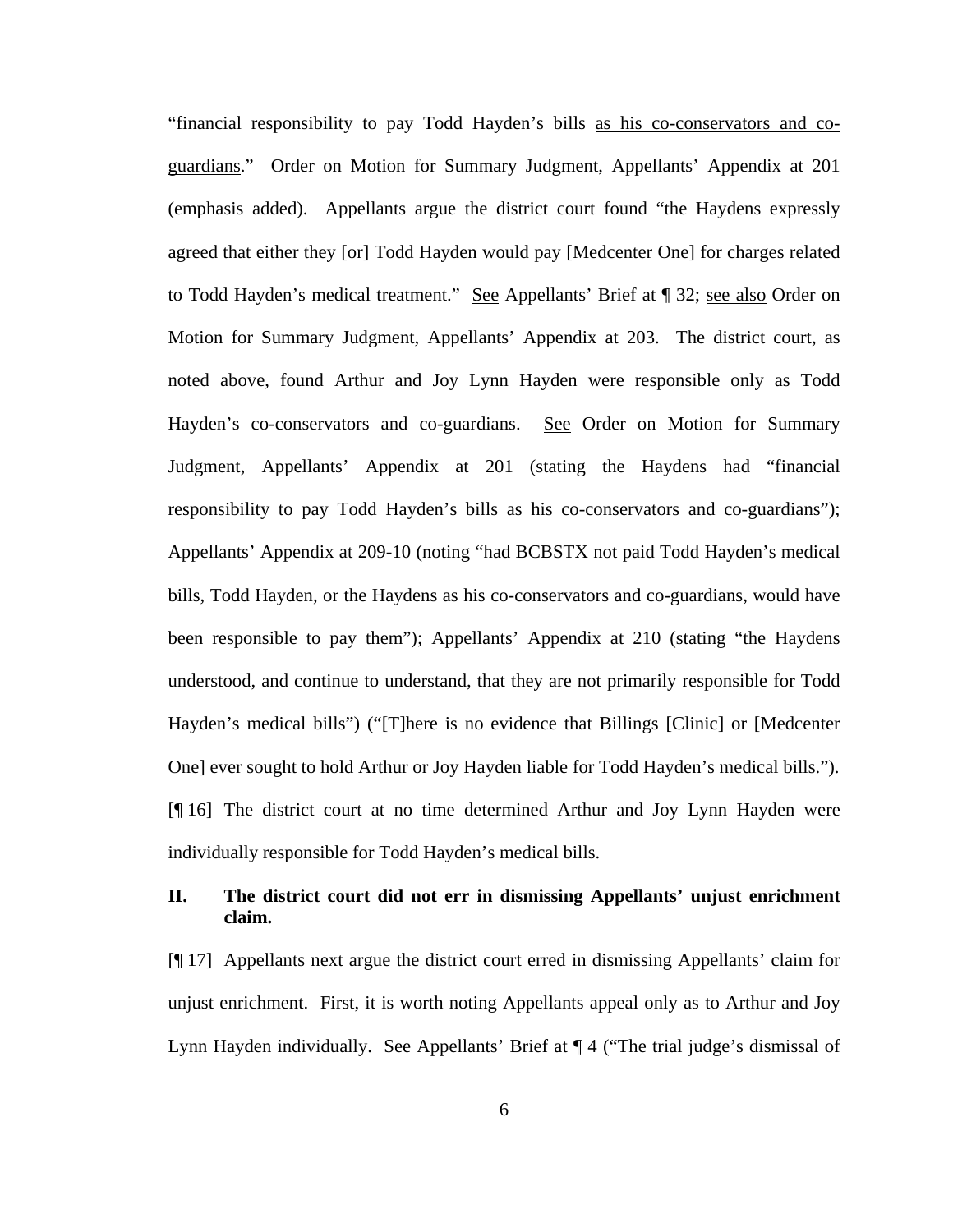"financial responsibility to pay Todd Hayden's bills as his co-conservators and co-guardians." Order on Motion for Summary Judgment, Appellants' Appendix at 201 (emphasis added). Appellants argue the district court found "the Haydens expressly agreed that either they [or] Todd Hayden would pay [Medcenter One] for charges related to Todd Hayden's medical treatment." See Appellants' Brief at ¶ 32; see also Order on Motion for Summary Judgment, Appellants' Appendix at 203. The district court, as noted above, found Arthur and Joy Lynn Hayden were responsible only as Todd Hayden's co-conservators and co-guardians. See Order on Motion for Summary Judgment, Appellants' Appendix at 201 (stating the Haydens had "financial responsibility to pay Todd Hayden's bills as his co-conservators and co-guardians"); Appellants' Appendix at 209-10 (noting "had BCBSTX not paid Todd Hayden's medical bills, Todd Hayden, or the Haydens as his co-conservators and co-guardians, would have been responsible to pay them"); Appellants' Appendix at 210 (stating "the Haydens understood, and continue to understand, that they are not primarily responsible for Todd Hayden's medical bills") ("[T]here is no evidence that Billings [Clinic] or [Medcenter One] ever sought to hold Arthur or Joy Hayden liable for Todd Hayden's medical bills.").

[¶ 16] The district court at no time determined Arthur and Joy Lynn Hayden were individually responsible for Todd Hayden's medical bills.

## II. The district court did not err in dismissing Appellants' unjust enrichment claim.

[¶ 17] Appellants next argue the district court erred in dismissing Appellants' claim for unjust enrichment. First, it is worth noting Appellants appeal only as to Arthur and Joy Lynn Hayden individually. See Appellants' Brief at ¶ 4 ("The trial judge's dismissal of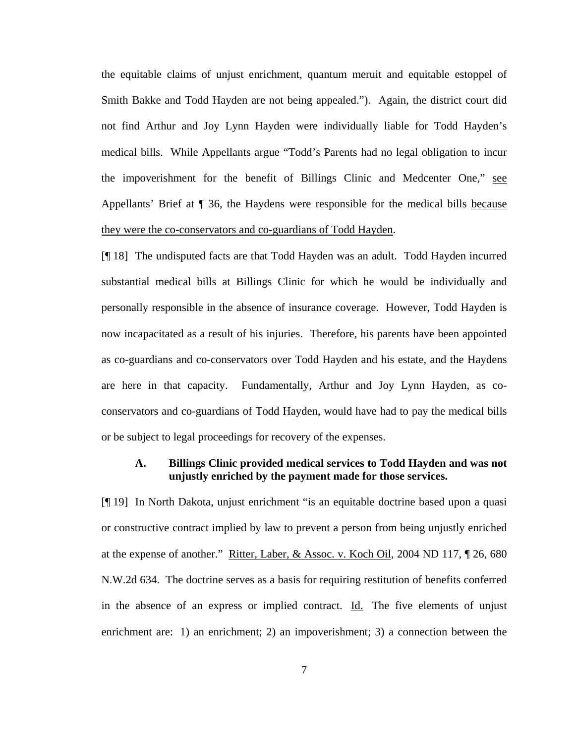the equitable claims of unjust enrichment, quantum meruit and equitable estoppel of Smith Bakke and Todd Hayden are not being appealed."). Again, the district court did not find Arthur and Joy Lynn Hayden were individually liable for Todd Hayden's medical bills. While Appellants argue "Todd's Parents had no legal obligation to incur the impoverishment for the benefit of Billings Clinic and Medcenter One," see Appellants' Brief at ¶ 36, the Haydens were responsible for the medical bills because they were the co-conservators and co-guardians of Todd Hayden.

[¶ 18] The undisputed facts are that Todd Hayden was an adult. Todd Hayden incurred substantial medical bills at Billings Clinic for which he would be individually and personally responsible in the absence of insurance coverage. However, Todd Hayden is now incapacitated as a result of his injuries. Therefore, his parents have been appointed as co-guardians and co-conservators over Todd Hayden and his estate, and the Haydens are here in that capacity. Fundamentally, Arthur and Joy Lynn Hayden, as co-conservators and co-guardians of Todd Hayden, would have had to pay the medical bills or be subject to legal proceedings for recovery of the expenses.

### A. Billings Clinic provided medical services to Todd Hayden and was not unjustly enriched by the payment made for those services.

[¶ 19] In North Dakota, unjust enrichment "is an equitable doctrine based upon a quasi or constructive contract implied by law to prevent a person from being unjustly enriched at the expense of another." Ritter, Laber, & Assoc. v. Koch Oil, 2004 ND 117, ¶ 26, 680 N.W.2d 634. The doctrine serves as a basis for requiring restitution of benefits conferred in the absence of an express or implied contract. Id. The five elements of unjust enrichment are: 1) an enrichment; 2) an impoverishment; 3) a connection between the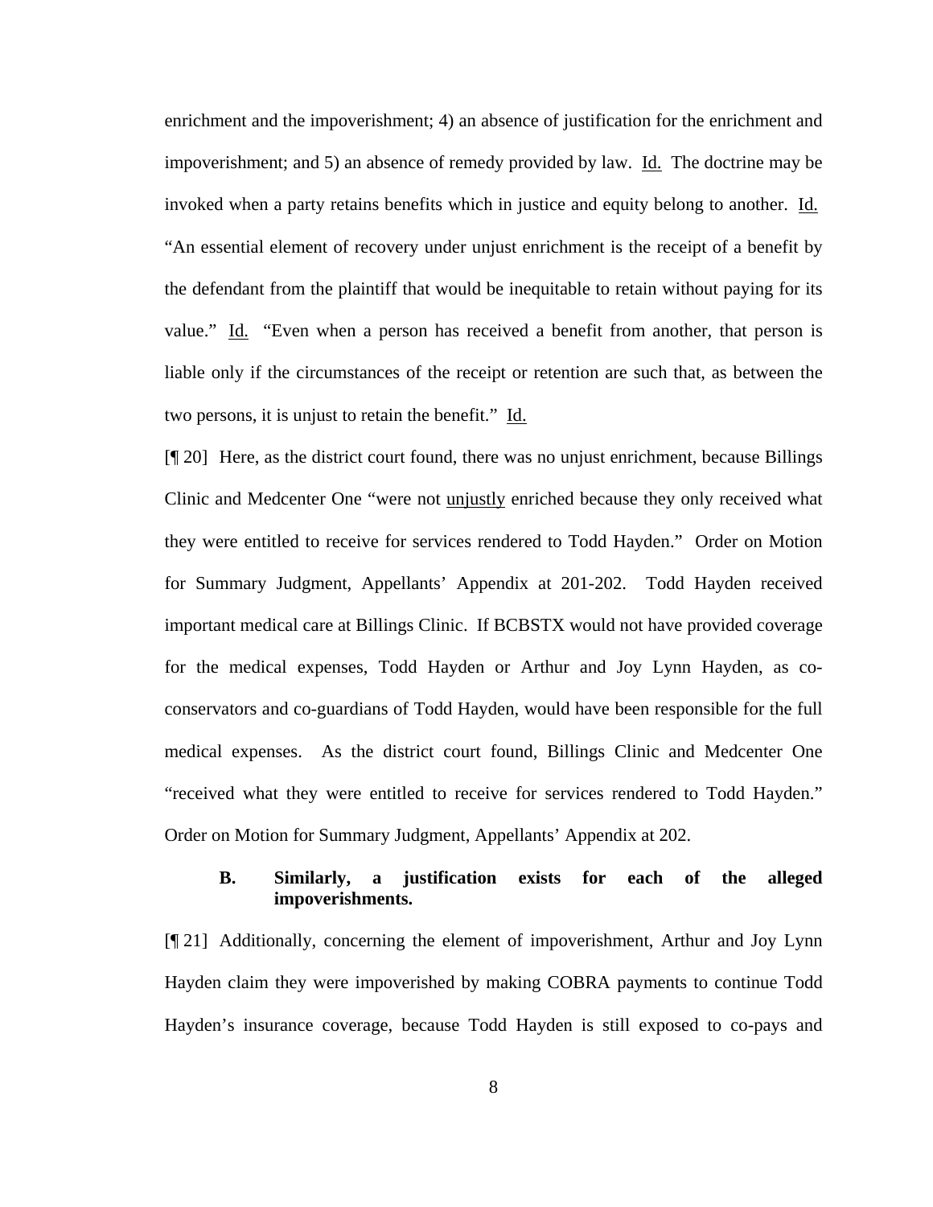enrichment and the impoverishment; 4) an absence of justification for the enrichment and impoverishment; and 5) an absence of remedy provided by law. Id. The doctrine may be invoked when a party retains benefits which in justice and equity belong to another. Id. "An essential element of recovery under unjust enrichment is the receipt of a benefit by the defendant from the plaintiff that would be inequitable to retain without paying for its value." Id. "Even when a person has received a benefit from another, that person is liable only if the circumstances of the receipt or retention are such that, as between the two persons, it is unjust to retain the benefit." Id.

[¶ 20] Here, as the district court found, there was no unjust enrichment, because Billings Clinic and Medcenter One "were not unjustly enriched because they only received what they were entitled to receive for services rendered to Todd Hayden." Order on Motion for Summary Judgment, Appellants' Appendix at 201-202. Todd Hayden received important medical care at Billings Clinic. If BCBSTX would not have provided coverage for the medical expenses, Todd Hayden or Arthur and Joy Lynn Hayden, as co-conservators and co-guardians of Todd Hayden, would have been responsible for the full medical expenses. As the district court found, Billings Clinic and Medcenter One "received what they were entitled to receive for services rendered to Todd Hayden." Order on Motion for Summary Judgment, Appellants' Appendix at 202.

### B. Similarly, a justification exists for each of the alleged impoverishments.

[¶ 21] Additionally, concerning the element of impoverishment, Arthur and Joy Lynn Hayden claim they were impoverished by making COBRA payments to continue Todd Hayden's insurance coverage, because Todd Hayden is still exposed to co-pays and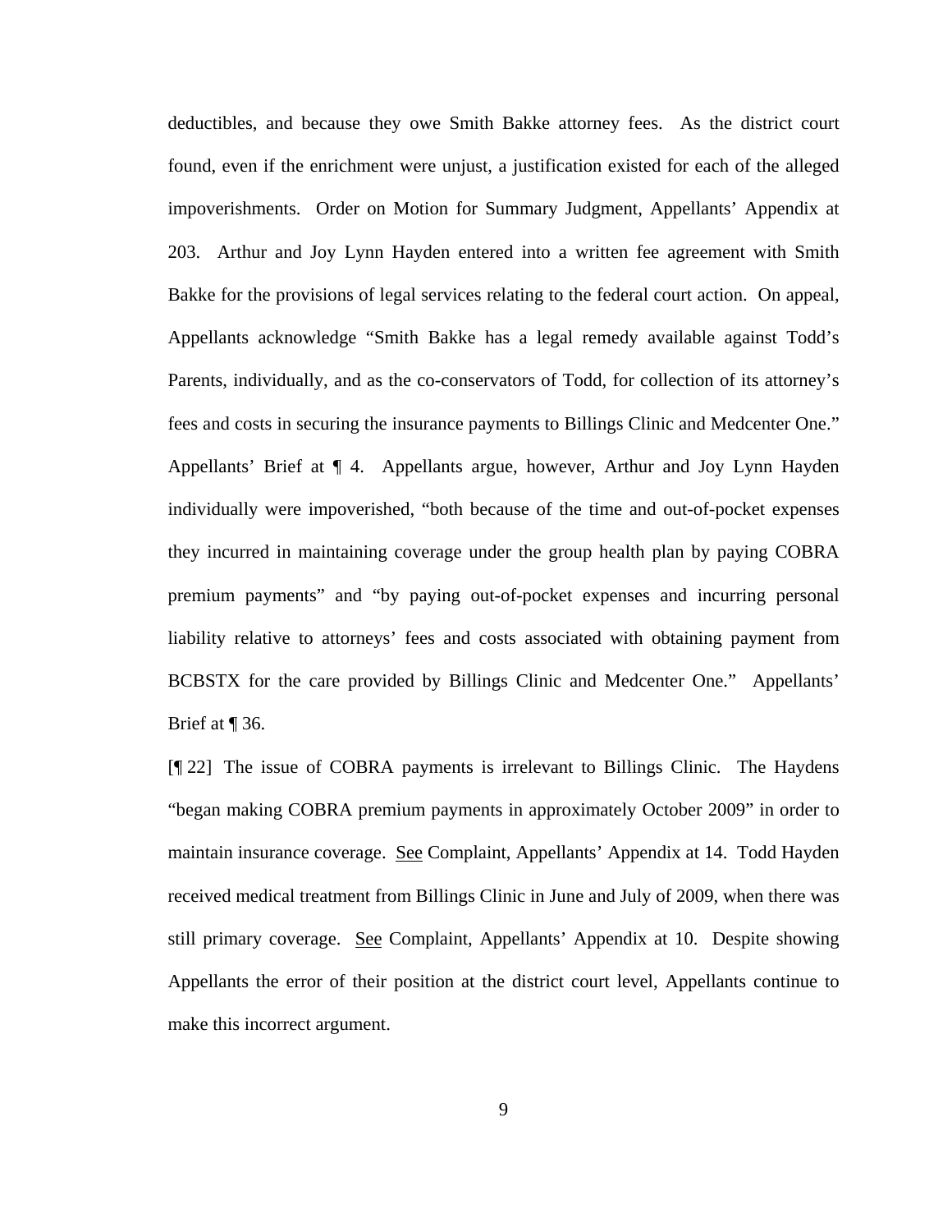deductibles, and because they owe Smith Bakke attorney fees. As the district court found, even if the enrichment were unjust, a justification existed for each of the alleged impoverishments. Order on Motion for Summary Judgment, Appellants' Appendix at 203. Arthur and Joy Lynn Hayden entered into a written fee agreement with Smith Bakke for the provisions of legal services relating to the federal court action. On appeal, Appellants acknowledge "Smith Bakke has a legal remedy available against Todd's Parents, individually, and as the co-conservators of Todd, for collection of its attorney's fees and costs in securing the insurance payments to Billings Clinic and Medcenter One." Appellants' Brief at ¶ 4. Appellants argue, however, Arthur and Joy Lynn Hayden individually were impoverished, "both because of the time and out-of-pocket expenses they incurred in maintaining coverage under the group health plan by paying COBRA premium payments" and "by paying out-of-pocket expenses and incurring personal liability relative to attorneys' fees and costs associated with obtaining payment from BCBSTX for the care provided by Billings Clinic and Medcenter One." Appellants' Brief at ¶ 36.

[¶ 22] The issue of COBRA payments is irrelevant to Billings Clinic. The Haydens "began making COBRA premium payments in approximately October 2009" in order to maintain insurance coverage. See Complaint, Appellants' Appendix at 14. Todd Hayden received medical treatment from Billings Clinic in June and July of 2009, when there was still primary coverage. See Complaint, Appellants' Appendix at 10. Despite showing Appellants the error of their position at the district court level, Appellants continue to make this incorrect argument.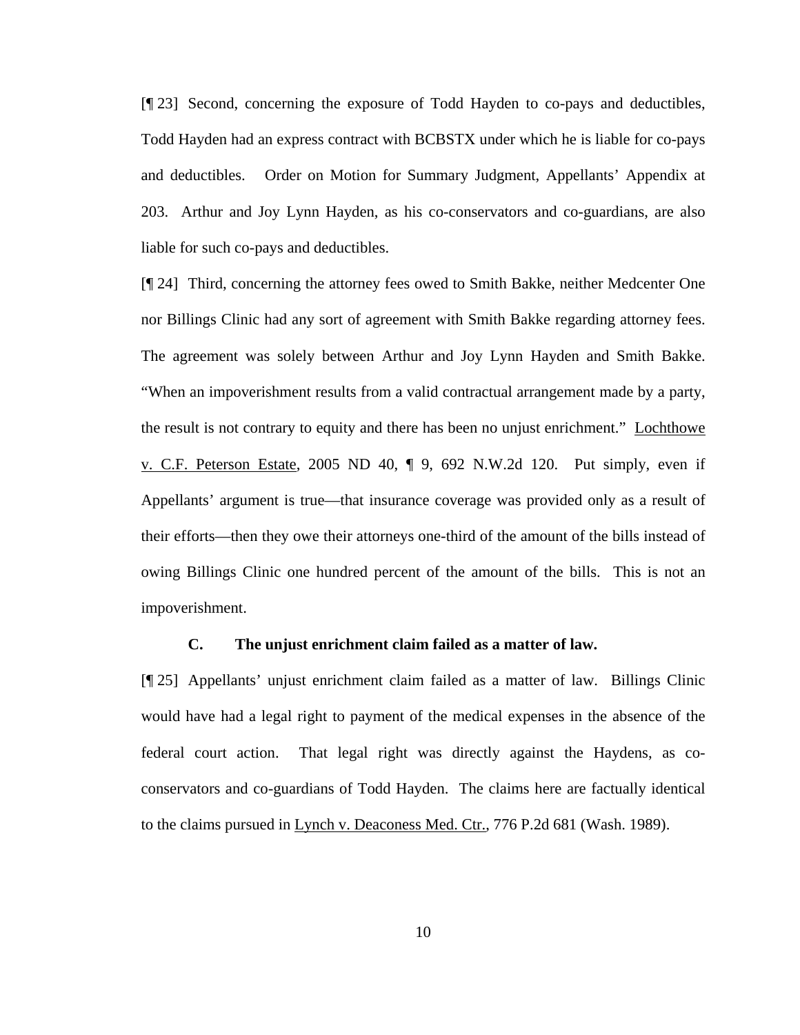[¶ 23] Second, concerning the exposure of Todd Hayden to co-pays and deductibles, Todd Hayden had an express contract with BCBSTX under which he is liable for co-pays and deductibles. Order on Motion for Summary Judgment, Appellants' Appendix at 203. Arthur and Joy Lynn Hayden, as his co-conservators and co-guardians, are also liable for such co-pays and deductibles.

[¶ 24] Third, concerning the attorney fees owed to Smith Bakke, neither Medcenter One nor Billings Clinic had any sort of agreement with Smith Bakke regarding attorney fees. The agreement was solely between Arthur and Joy Lynn Hayden and Smith Bakke. "When an impoverishment results from a valid contractual arrangement made by a party, the result is not contrary to equity and there has been no unjust enrichment." Lochthowe v. C.F. Peterson Estate, 2005 ND 40, ¶ 9, 692 N.W.2d 120. Put simply, even if Appellants' argument is true—that insurance coverage was provided only as a result of their efforts—then they owe their attorneys one-third of the amount of the bills instead of owing Billings Clinic one hundred percent of the amount of the bills. This is not an impoverishment.

### C. The unjust enrichment claim failed as a matter of law.

[¶ 25] Appellants' unjust enrichment claim failed as a matter of law. Billings Clinic would have had a legal right to payment of the medical expenses in the absence of the federal court action. That legal right was directly against the Haydens, as co-conservators and co-guardians of Todd Hayden. The claims here are factually identical to the claims pursued in Lynch v. Deaconess Med. Ctr., 776 P.2d 681 (Wash. 1989).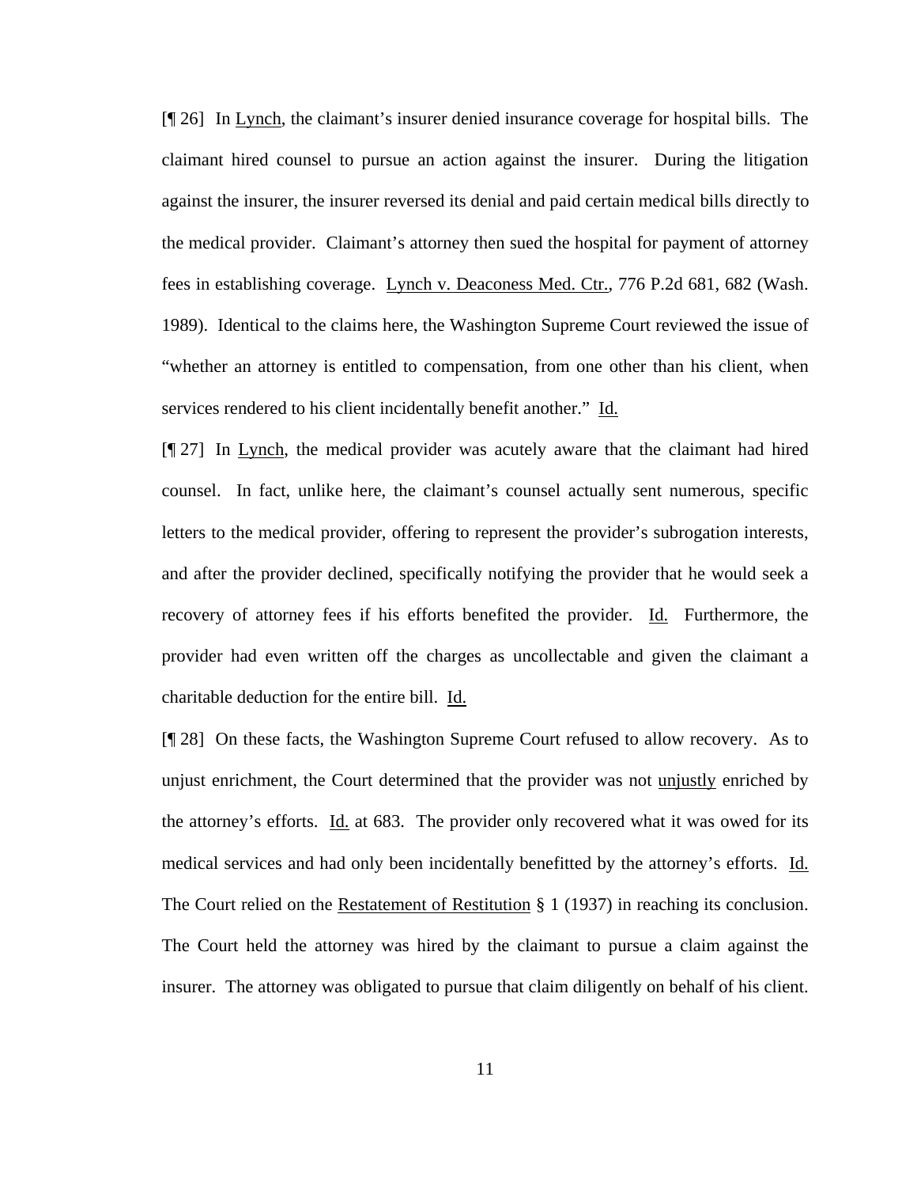[¶ 26] In <u>Lynch</u>, the claimant's insurer denied insurance coverage for hospital bills. The claimant hired counsel to pursue an action against the insurer. During the litigation against the insurer, the insurer reversed its denial and paid certain medical bills directly to the medical provider. Claimant's attorney then sued the hospital for payment of attorney fees in establishing coverage. <u>Lynch v. Deaconess Med. Ctr.</u>, 776 P.2d 681, 682 (Wash. 1989). Identical to the claims here, the Washington Supreme Court reviewed the issue of "whether an attorney is entitled to compensation, from one other than his client, when services rendered to his client incidentally benefit another." <u>Id.</u>

[¶ 27] In <u>Lynch</u>, the medical provider was acutely aware that the claimant had hired counsel. In fact, unlike here, the claimant's counsel actually sent numerous, specific letters to the medical provider, offering to represent the provider's subrogation interests, and after the provider declined, specifically notifying the provider that he would seek a recovery of attorney fees if his efforts benefited the provider. <u>Id.</u> Furthermore, the provider had even written off the charges as uncollectable and given the claimant a charitable deduction for the entire bill. <u>Id.</u>

[¶ 28] On these facts, the Washington Supreme Court refused to allow recovery. As to unjust enrichment, the Court determined that the provider was not <u>unjustly</u> enriched by the attorney's efforts. <u>Id.</u> at 683. The provider only recovered what it was owed for its medical services and had only been incidentally benefitted by the attorney's efforts. <u>Id.</u> The Court relied on the <u>Restatement of Restitution</u> § 1 (1937) in reaching its conclusion. The Court held the attorney was hired by the claimant to pursue a claim against the insurer. The attorney was obligated to pursue that claim diligently on behalf of his client.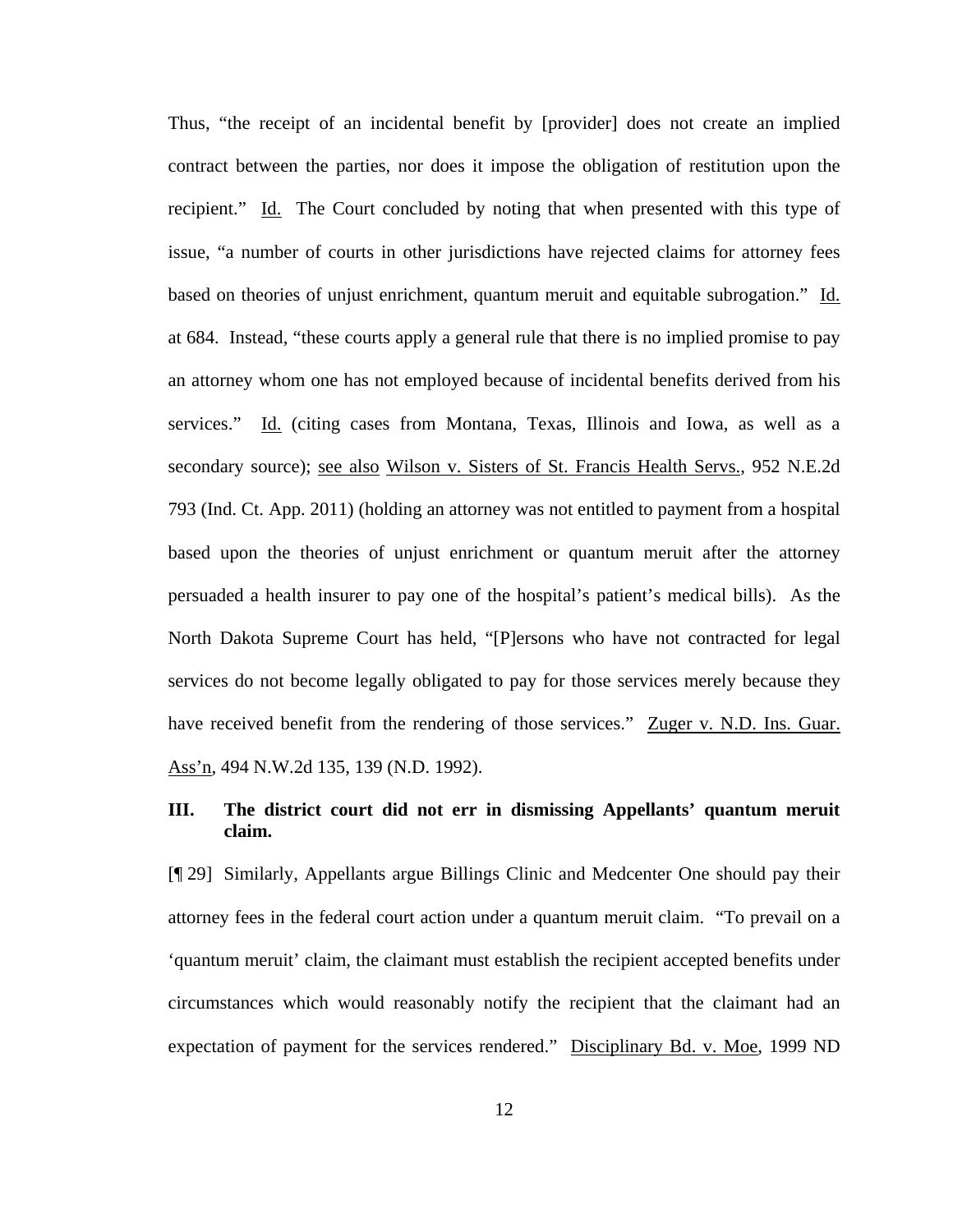Thus, "the receipt of an incidental benefit by [provider] does not create an implied contract between the parties, nor does it impose the obligation of restitution upon the recipient." Id. The Court concluded by noting that when presented with this type of issue, "a number of courts in other jurisdictions have rejected claims for attorney fees based on theories of unjust enrichment, quantum meruit and equitable subrogation." Id. at 684. Instead, "these courts apply a general rule that there is no implied promise to pay an attorney whom one has not employed because of incidental benefits derived from his services." Id. (citing cases from Montana, Texas, Illinois and Iowa, as well as a secondary source); see also Wilson v. Sisters of St. Francis Health Servs., 952 N.E.2d 793 (Ind. Ct. App. 2011) (holding an attorney was not entitled to payment from a hospital based upon the theories of unjust enrichment or quantum meruit after the attorney persuaded a health insurer to pay one of the hospital's patient's medical bills). As the North Dakota Supreme Court has held, "[P]ersons who have not contracted for legal services do not become legally obligated to pay for those services merely because they have received benefit from the rendering of those services." Zuger v. N.D. Ins. Guar. Ass'n, 494 N.W.2d 135, 139 (N.D. 1992).

## III. The district court did not err in dismissing Appellants' quantum meruit claim.

[¶ 29] Similarly, Appellants argue Billings Clinic and Medcenter One should pay their attorney fees in the federal court action under a quantum meruit claim. "To prevail on a 'quantum meruit' claim, the claimant must establish the recipient accepted benefits under circumstances which would reasonably notify the recipient that the claimant had an expectation of payment for the services rendered." Disciplinary Bd. v. Moe, 1999 ND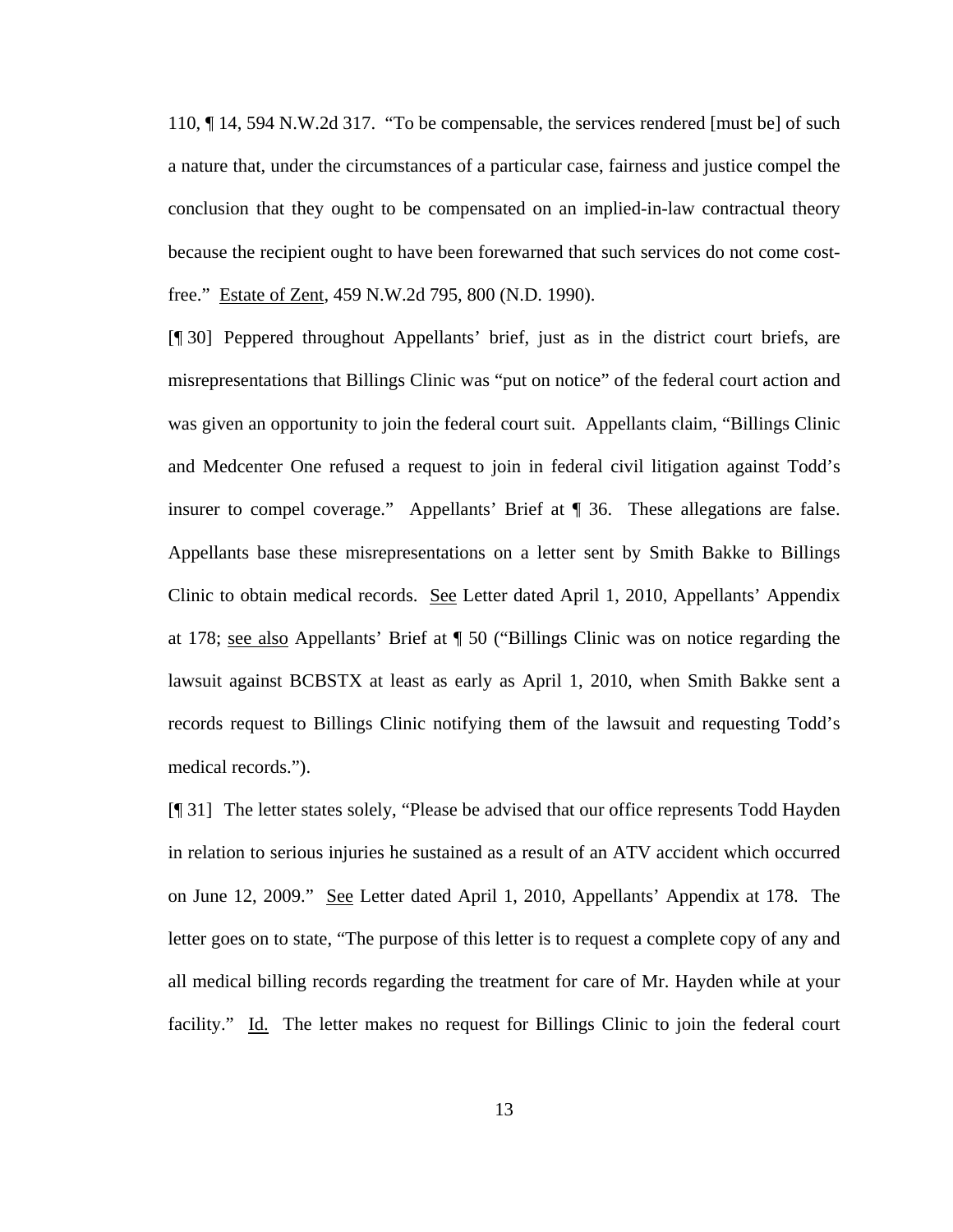110, ¶ 14, 594 N.W.2d 317. "To be compensable, the services rendered [must be] of such a nature that, under the circumstances of a particular case, fairness and justice compel the conclusion that they ought to be compensated on an implied-in-law contractual theory because the recipient ought to have been forewarned that such services do not come cost-free." Estate of Zent, 459 N.W.2d 795, 800 (N.D. 1990).

[¶ 30] Peppered throughout Appellants' brief, just as in the district court briefs, are misrepresentations that Billings Clinic was "put on notice" of the federal court action and was given an opportunity to join the federal court suit. Appellants claim, "Billings Clinic and Medcenter One refused a request to join in federal civil litigation against Todd's insurer to compel coverage." Appellants' Brief at ¶ 36. These allegations are false. Appellants base these misrepresentations on a letter sent by Smith Bakke to Billings Clinic to obtain medical records. See Letter dated April 1, 2010, Appellants' Appendix at 178; see also Appellants' Brief at ¶ 50 ("Billings Clinic was on notice regarding the lawsuit against BCBSTX at least as early as April 1, 2010, when Smith Bakke sent a records request to Billings Clinic notifying them of the lawsuit and requesting Todd's medical records.").

[¶ 31] The letter states solely, "Please be advised that our office represents Todd Hayden in relation to serious injuries he sustained as a result of an ATV accident which occurred on June 12, 2009." See Letter dated April 1, 2010, Appellants' Appendix at 178. The letter goes on to state, "The purpose of this letter is to request a complete copy of any and all medical billing records regarding the treatment for care of Mr. Hayden while at your facility." Id. The letter makes no request for Billings Clinic to join the federal court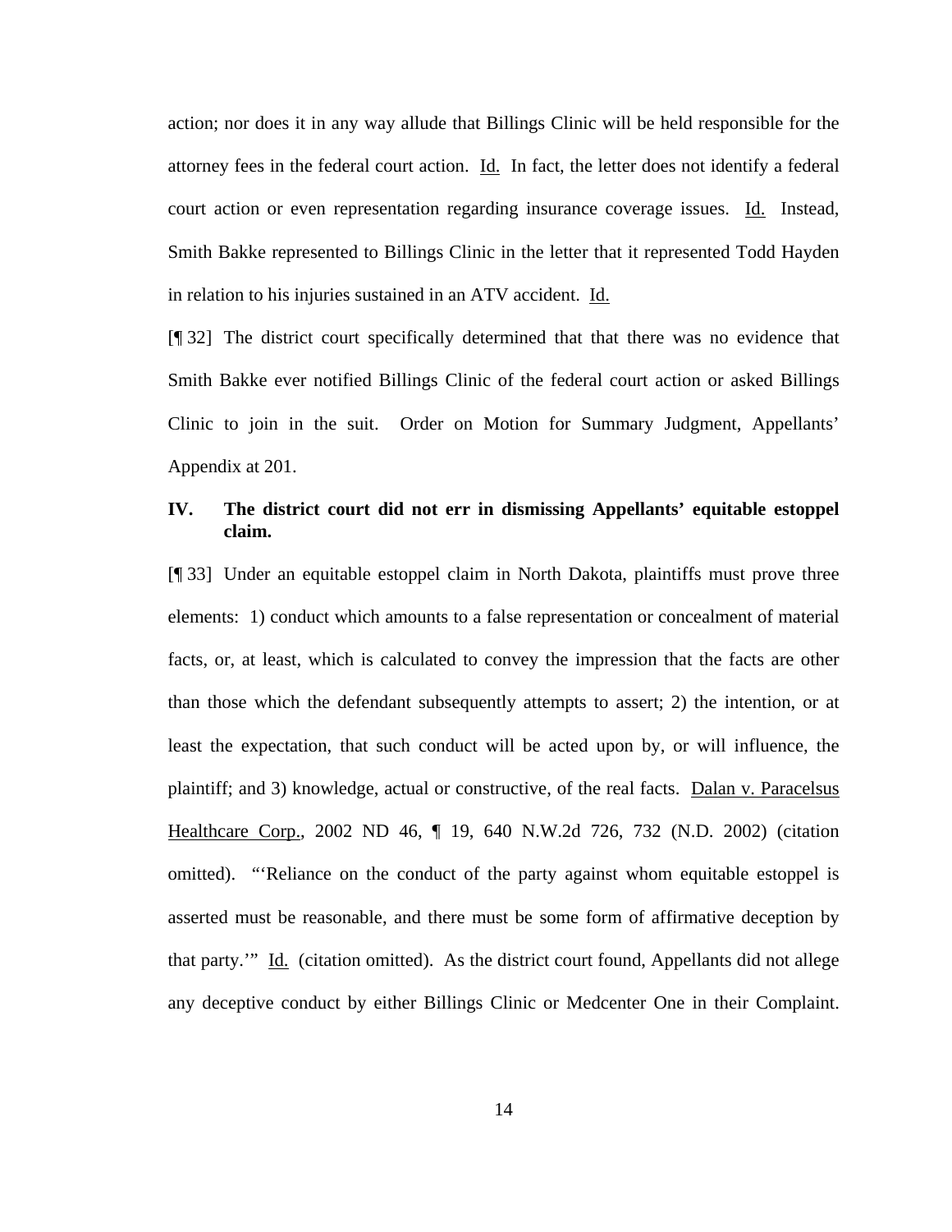action; nor does it in any way allude that Billings Clinic will be held responsible for the attorney fees in the federal court action. Id. In fact, the letter does not identify a federal court action or even representation regarding insurance coverage issues. Id. Instead, Smith Bakke represented to Billings Clinic in the letter that it represented Todd Hayden in relation to his injuries sustained in an ATV accident. Id.

[¶ 32] The district court specifically determined that that there was no evidence that Smith Bakke ever notified Billings Clinic of the federal court action or asked Billings Clinic to join in the suit. Order on Motion for Summary Judgment, Appellants' Appendix at 201.

### IV. The district court did not err in dismissing Appellants' equitable estoppel claim.

[¶ 33] Under an equitable estoppel claim in North Dakota, plaintiffs must prove three elements: 1) conduct which amounts to a false representation or concealment of material facts, or, at least, which is calculated to convey the impression that the facts are other than those which the defendant subsequently attempts to assert; 2) the intention, or at least the expectation, that such conduct will be acted upon by, or will influence, the plaintiff; and 3) knowledge, actual or constructive, of the real facts. Dalan v. Paracelsus Healthcare Corp., 2002 ND 46, ¶ 19, 640 N.W.2d 726, 732 (N.D. 2002) (citation omitted). "'Reliance on the conduct of the party against whom equitable estoppel is asserted must be reasonable, and there must be some form of affirmative deception by that party.'" Id. (citation omitted). As the district court found, Appellants did not allege any deceptive conduct by either Billings Clinic or Medcenter One in their Complaint.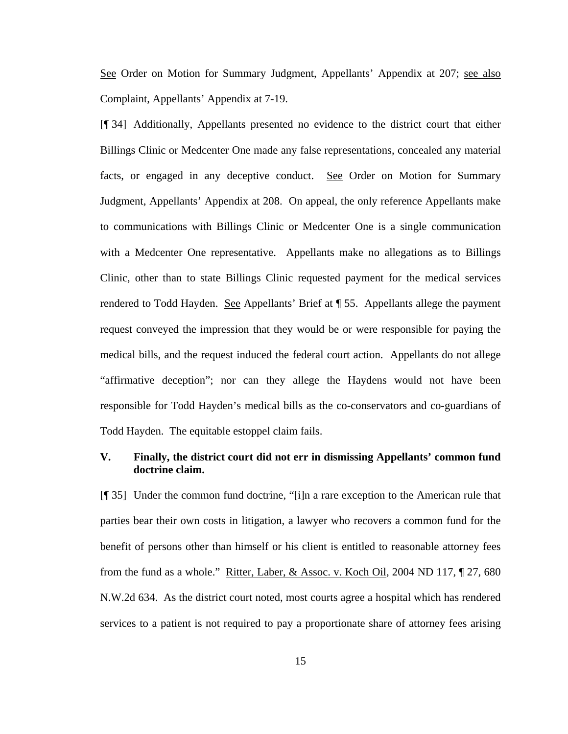See Order on Motion for Summary Judgment, Appellants' Appendix at 207; see also Complaint, Appellants' Appendix at 7-19.

[¶ 34] Additionally, Appellants presented no evidence to the district court that either Billings Clinic or Medcenter One made any false representations, concealed any material facts, or engaged in any deceptive conduct. See Order on Motion for Summary Judgment, Appellants' Appendix at 208. On appeal, the only reference Appellants make to communications with Billings Clinic or Medcenter One is a single communication with a Medcenter One representative. Appellants make no allegations as to Billings Clinic, other than to state Billings Clinic requested payment for the medical services rendered to Todd Hayden. See Appellants' Brief at ¶ 55. Appellants allege the payment request conveyed the impression that they would be or were responsible for paying the medical bills, and the request induced the federal court action. Appellants do not allege "affirmative deception"; nor can they allege the Haydens would not have been responsible for Todd Hayden's medical bills as the co-conservators and co-guardians of Todd Hayden. The equitable estoppel claim fails.

## V. Finally, the district court did not err in dismissing Appellants' common fund doctrine claim.

[¶ 35] Under the common fund doctrine, "[i]n a rare exception to the American rule that parties bear their own costs in litigation, a lawyer who recovers a common fund for the benefit of persons other than himself or his client is entitled to reasonable attorney fees from the fund as a whole." Ritter, Laber, & Assoc. v. Koch Oil, 2004 ND 117, ¶ 27, 680 N.W.2d 634. As the district court noted, most courts agree a hospital which has rendered services to a patient is not required to pay a proportionate share of attorney fees arising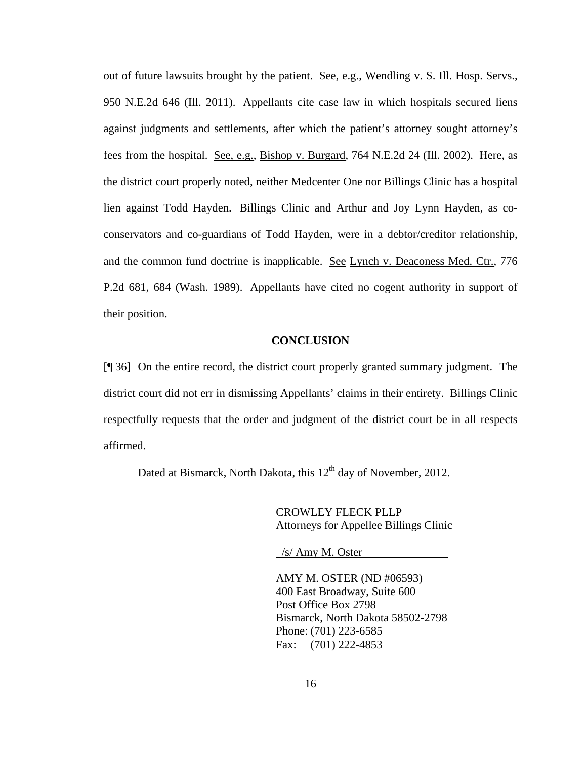out of future lawsuits brought by the patient. See, e.g., Wendling v. S. Ill. Hosp. Servs., 950 N.E.2d 646 (Ill. 2011). Appellants cite case law in which hospitals secured liens against judgments and settlements, after which the patient's attorney sought attorney's fees from the hospital. See, e.g., Bishop v. Burgard, 764 N.E.2d 24 (Ill. 2002). Here, as the district court properly noted, neither Medcenter One nor Billings Clinic has a hospital lien against Todd Hayden. Billings Clinic and Arthur and Joy Lynn Hayden, as co-conservators and co-guardians of Todd Hayden, were in a debtor/creditor relationship, and the common fund doctrine is inapplicable. See Lynch v. Deaconess Med. Ctr., 776 P.2d 681, 684 (Wash. 1989). Appellants have cited no cogent authority in support of their position.

## CONCLUSION

[¶ 36] On the entire record, the district court properly granted summary judgment. The district court did not err in dismissing Appellants' claims in their entirety. Billings Clinic respectfully requests that the order and judgment of the district court be in all respects affirmed.

Dated at Bismarck, North Dakota, this 12th day of November, 2012.

CROWLEY FLECK PLLP
Attorneys for Appellee Billings Clinic

/s/ Amy M. Oster

AMY M. OSTER (ND #06593)
400 East Broadway, Suite 600
Post Office Box 2798
Bismarck, North Dakota 58502-2798
Phone: (701) 223-6585
Fax: (701) 222-4853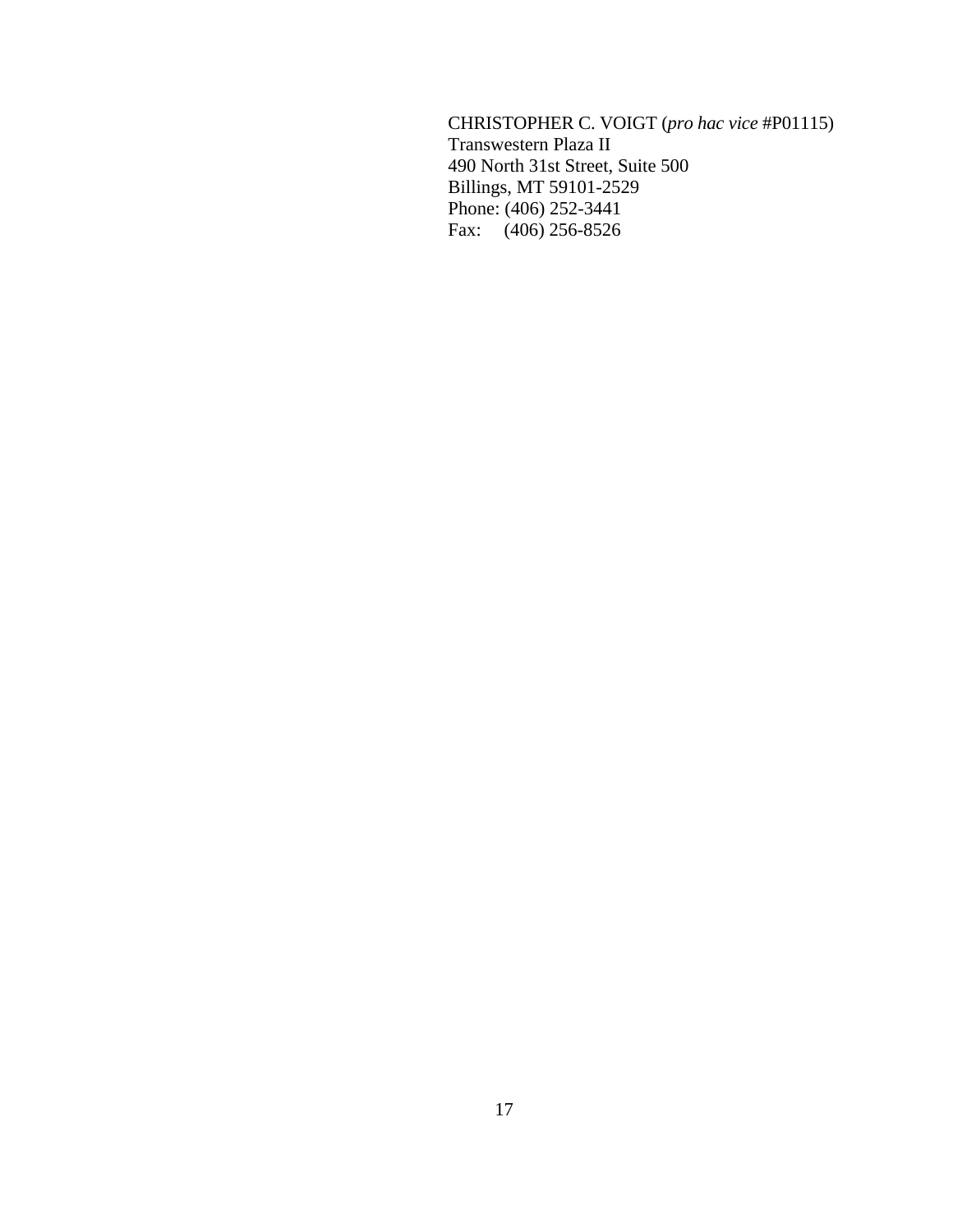CHRISTOPHER C. VOIGT (*pro hac vice* #P01115)
Transwestern Plaza II
490 North 31st Street, Suite 500
Billings, MT 59101-2529
Phone: (406) 252-3441
Fax: (406) 256-8526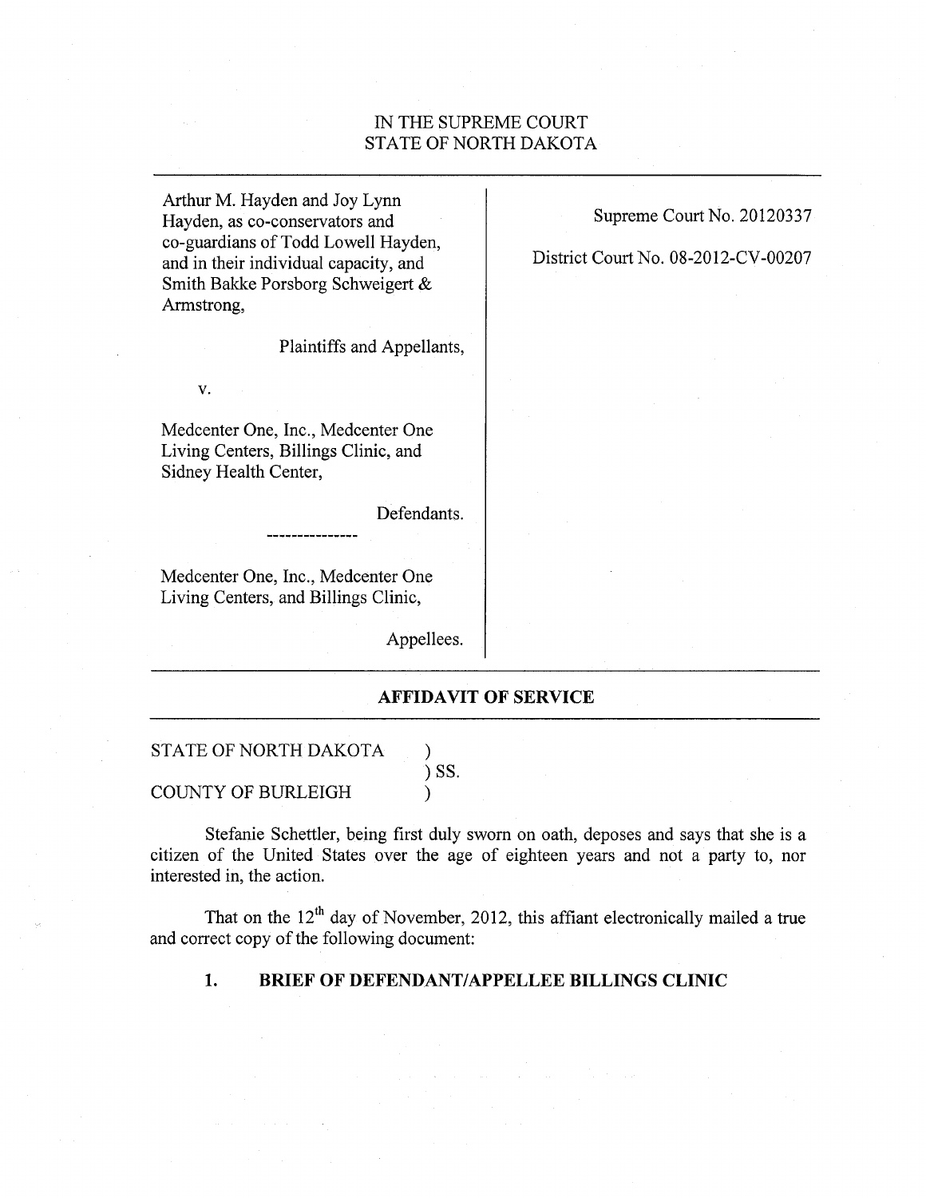IN THE SUPREME COURT
STATE OF NORTH DAKOTA

| | |
|---|---|
| Arthur M. Hayden and Joy Lynn Hayden, as co-conservators and co-guardians of Todd Lowell Hayden, and in their individual capacity, and Smith Bakke Porsborg Schweigert & Armstrong,<br><br>Plaintiffs and Appellants,<br><br>v.<br><br>Medcenter One, Inc., Medcenter One Living Centers, Billings Clinic, and Sidney Health Center,<br><br>Defendants.<br><br>---------------<br><br>Medcenter One, Inc., Medcenter One Living Centers, and Billings Clinic,<br><br>Appellees. | Supreme Court No. 20120337<br><br>District Court No. 08-2012-CV-00207 |

## AFFIDAVIT OF SERVICE

STATE OF NORTH DAKOTA )
) SS.
COUNTY OF BURLEIGH )

Stefanie Schettler, being first duly sworn on oath, deposes and says that she is a citizen of the United States over the age of eighteen years and not a party to, nor interested in, the action.

That on the 12th day of November, 2012, this affiant electronically mailed a true and correct copy of the following document:

1. **BRIEF OF DEFENDANT/APPELLEE BILLINGS CLINIC**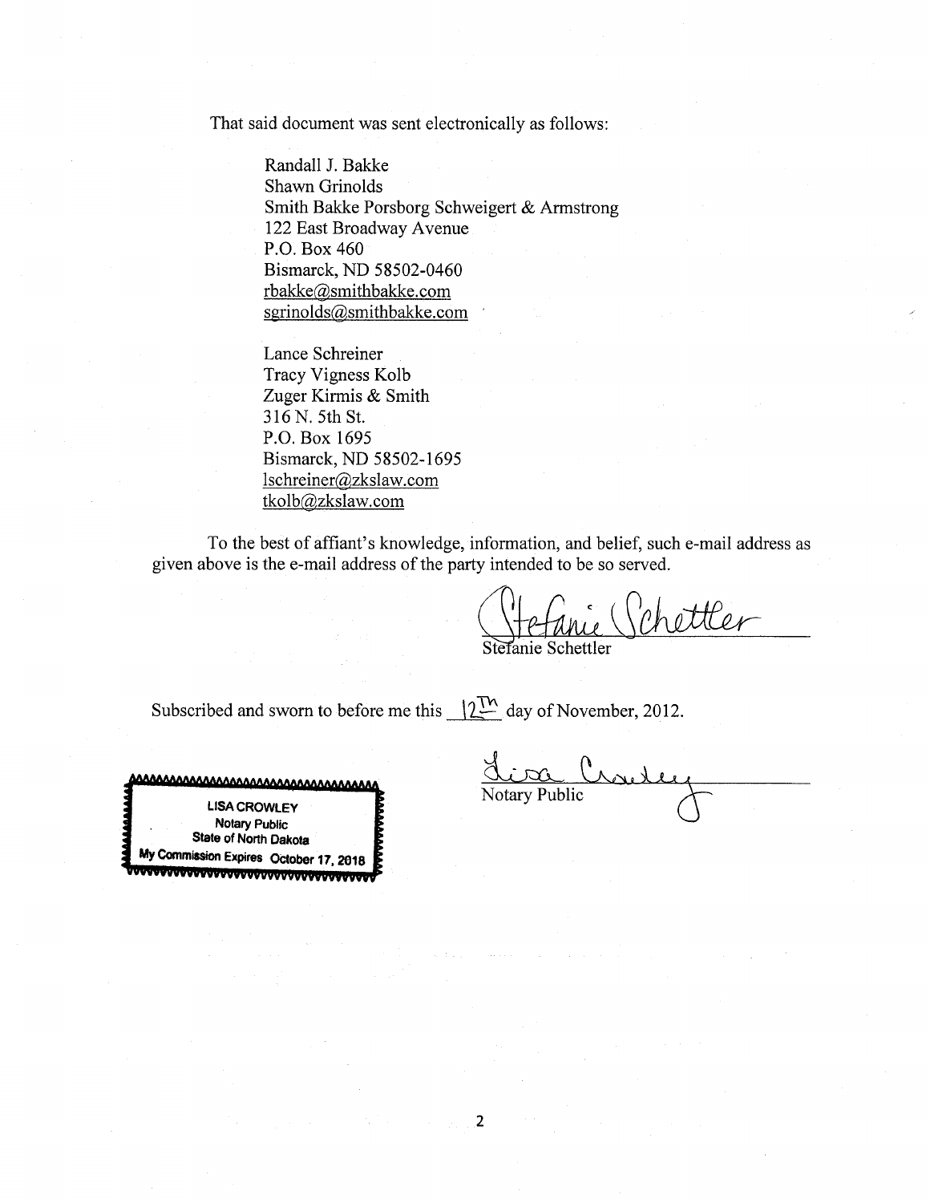That said document was sent electronically as follows:

Randall J. Bakke
Shawn Grinolds
Smith Bakke Porsborg Schweigert & Armstrong
122 East Broadway Avenue
P.O. Box 460
Bismarck, ND 58502-0460
rbakke@smithbakke.com
sgrinolds@smithbakke.com

Lance Schreiner
Tracy Vigness Kolb
Zuger Kirmis & Smith
316 N. 5th St.
P.O. Box 1695
Bismarck, ND 58502-1695
lschreiner@zkslaw.com
tkolb@zkslaw.com

To the best of affiant's knowledge, information, and belief, such e-mail address as given above is the e-mail address of the party intended to be so served.

Stefanie Schettler
Stefanie Schettler

Subscribed and sworn to before me this 12th day of November, 2012.

Lisa Crowley
Notary Public

LISA CROWLEY
Notary Public
State of North Dakota
My Commission Expires October 17, 2018